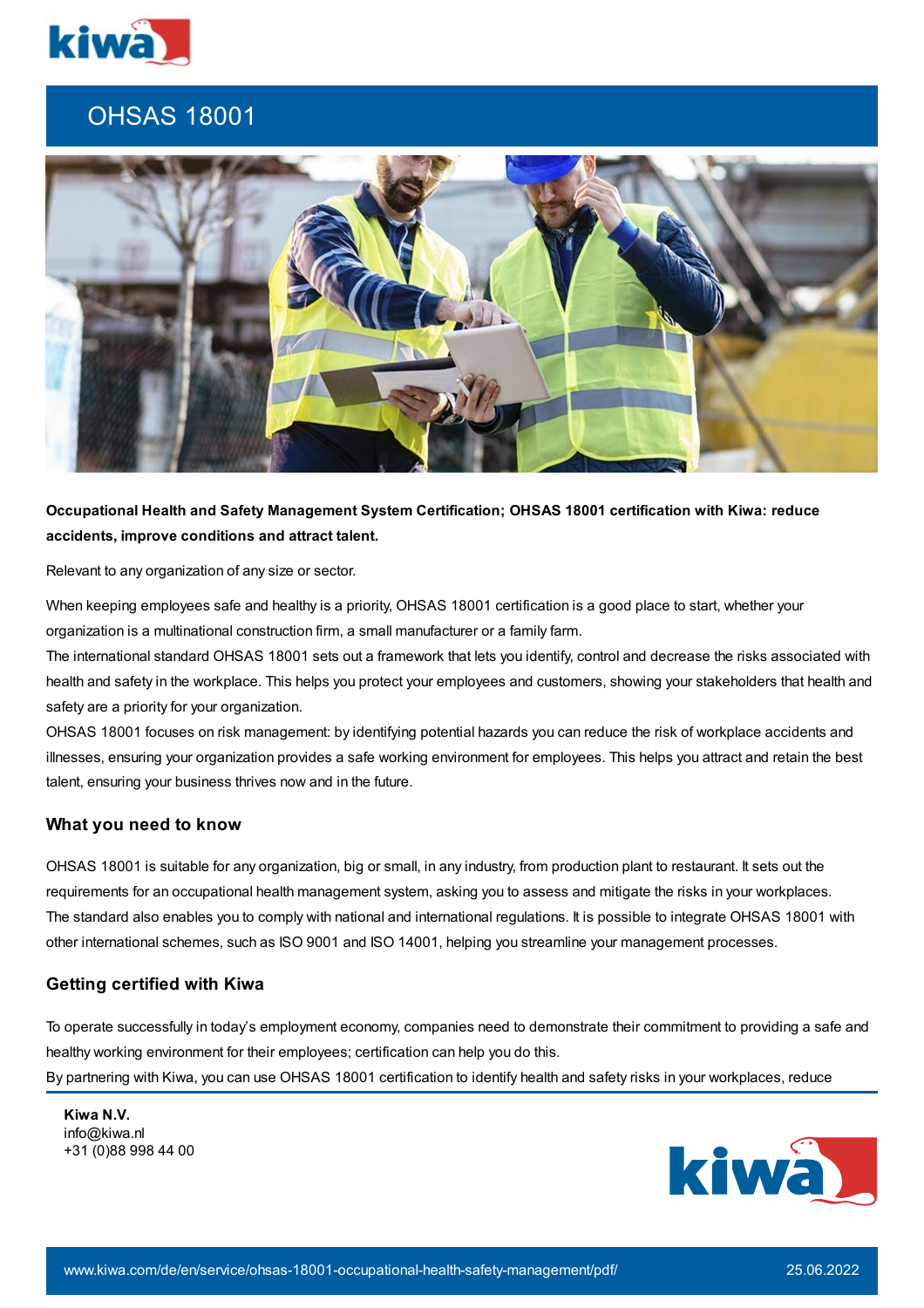# OHSAS 18001

**Occupational Health and Safety Management System Certification; OHSAS 18001 certification with Kiwa: reduce accidents, improve conditions and attract talent.**

Relevant to any organization of any size or sector.

When keeping employees safe and healthy is a priority, OHSAS 18001 certification is a good place to start, whether your organization is a multinational construction firm, a small manufacturer or a family farm.
The international standard OHSAS 18001 sets out a framework that lets you identify, control and decrease the risks associated with health and safety in the workplace. This helps you protect your employees and customers, showing your stakeholders that health and safety are a priority for your organization.
OHSAS 18001 focuses on risk management: by identifying potential hazards you can reduce the risk of workplace accidents and illnesses, ensuring your organization provides a safe working environment for employees. This helps you attract and retain the best talent, ensuring your business thrives now and in the future.

## What you need to know

OHSAS 18001 is suitable for any organization, big or small, in any industry, from production plant to restaurant. It sets out the requirements for an occupational health management system, asking you to assess and mitigate the risks in your workplaces. The standard also enables you to comply with national and international regulations. It is possible to integrate OHSAS 18001 with other international schemes, such as ISO 9001 and ISO 14001, helping you streamline your management processes.

## Getting certified with Kiwa

To operate successfully in today's employment economy, companies need to demonstrate their commitment to providing a safe and healthy working environment for their employees; certification can help you do this.
By partnering with Kiwa, you can use OHSAS 18001 certification to identify health and safety risks in your workplaces, reduce

**Kiwa N.V.**
info@kiwa.nl
+31 (0)88 998 44 00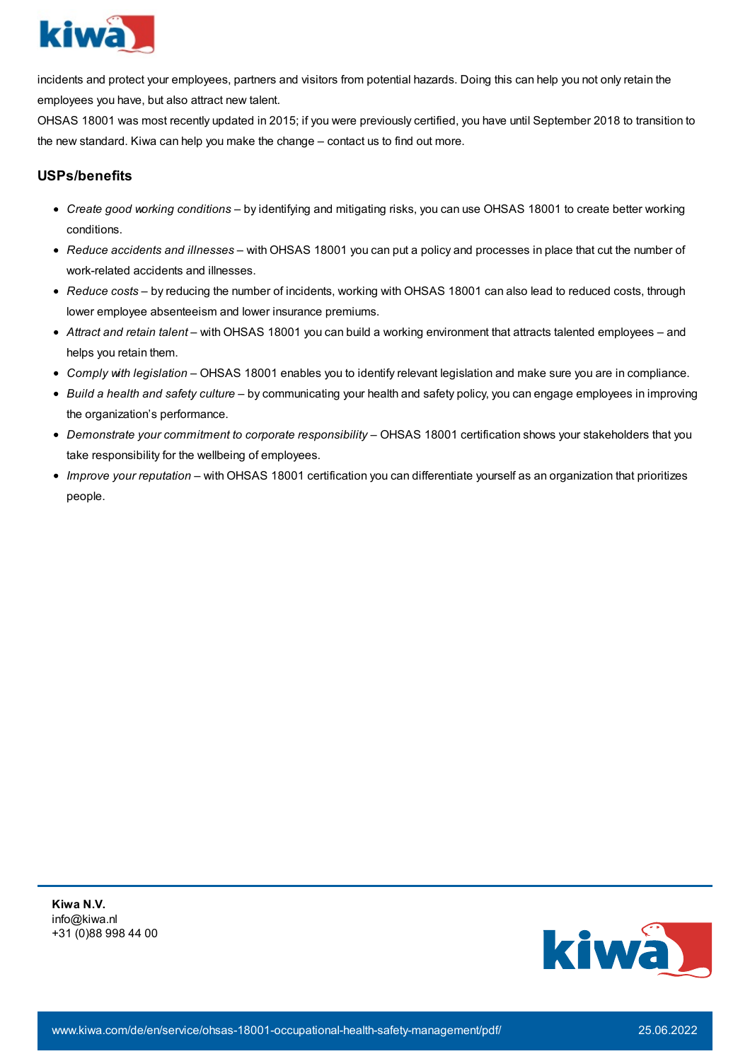incidents and protect your employees, partners and visitors from potential hazards. Doing this can help you not only retain the employees you have, but also attract new talent.

OHSAS 18001 was most recently updated in 2015; if you were previously certified, you have until September 2018 to transition to the new standard. Kiwa can help you make the change – contact us to find out more.

### USPs/benefits

- *Create good working conditions* – by identifying and mitigating risks, you can use OHSAS 18001 to create better working conditions.
- *Reduce accidents and illnesses* – with OHSAS 18001 you can put a policy and processes in place that cut the number of work-related accidents and illnesses.
- *Reduce costs* – by reducing the number of incidents, working with OHSAS 18001 can also lead to reduced costs, through lower employee absenteeism and lower insurance premiums.
- *Attract and retain talent* – with OHSAS 18001 you can build a working environment that attracts talented employees – and helps you retain them.
- *Comply with legislation* – OHSAS 18001 enables you to identify relevant legislation and make sure you are in compliance.
- *Build a health and safety culture* – by communicating your health and safety policy, you can engage employees in improving the organization's performance.
- *Demonstrate your commitment to corporate responsibility* – OHSAS 18001 certification shows your stakeholders that you take responsibility for the wellbeing of employees.
- *Improve your reputation* – with OHSAS 18001 certification you can differentiate yourself as an organization that prioritizes people.

**Kiwa N.V.**
info@kiwa.nl
+31 (0)88 998 44 00